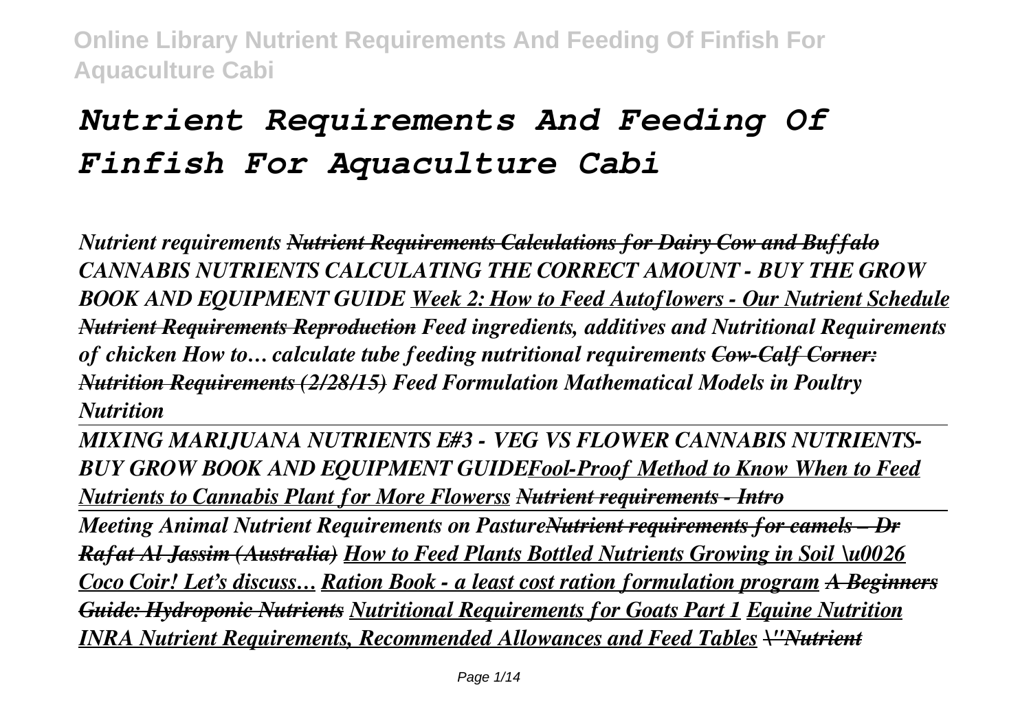# *Nutrient Requirements And Feeding Of Finfish For Aquaculture Cabi*

*Nutrient requirements* ~~*Nutrient Requirements Calculations for Dairy Cow and Buffalo*~~ *CANNABIS NUTRIENTS CALCULATING THE CORRECT AMOUNT - BUY THE GROW BOOK AND EQUIPMENT GUIDE* *Week 2: How to Feed Autoflowers - Our Nutrient Schedule* ~~*Nutrient Requirements Reproduction*~~ *Feed ingredients, additives and Nutritional Requirements of chicken How to… calculate tube feeding nutritional requirements* ~~*Cow-Calf Corner: Nutrition Requirements (2/28/15)*~~ *Feed Formulation Mathematical Models in Poultry Nutrition*

*MIXING MARIJUANA NUTRIENTS E#3 - VEG VS FLOWER CANNABIS NUTRIENTS-BUY GROW BOOK AND EQUIPMENT GUIDEFool-Proof Method to Know When to Feed Nutrients to Cannabis Plant for More Flowerss* ~~*Nutrient requirements - Intro*~~

*Meeting Animal Nutrient Requirements on Pasture*~~*Nutrient requirements for camels – Dr Rafat Al Jassim (Australia)*~~ *How to Feed Plants Bottled Nutrients Growing in Soil \u0026 Coco Coir! Let's discuss… Ration Book - a least cost ration formulation program* ~~*A Beginners Guide: Hydroponic Nutrients*~~ *Nutritional Requirements for Goats Part 1 Equine Nutrition INRA Nutrient Requirements, Recommended Allowances and Feed Tables* ~~*\"Nutrient*~~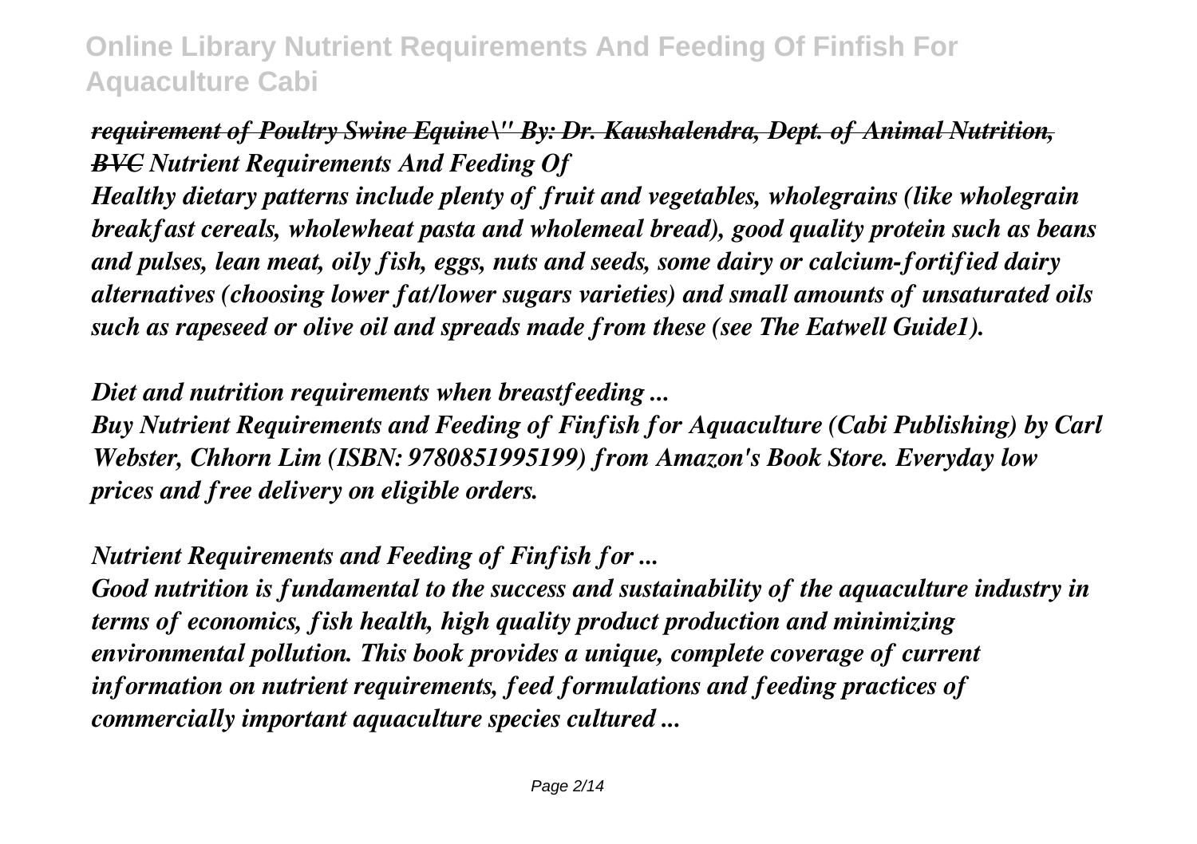~~*requirement of Poultry Swine Equine\" By: Dr. Kaushalendra, Dept. of Animal Nutrition, BVC*~~ *Nutrient Requirements And Feeding Of*

*Healthy dietary patterns include plenty of fruit and vegetables, wholegrains (like wholegrain breakfast cereals, wholewheat pasta and wholemeal bread), good quality protein such as beans and pulses, lean meat, oily fish, eggs, nuts and seeds, some dairy or calcium-fortified dairy alternatives (choosing lower fat/lower sugars varieties) and small amounts of unsaturated oils such as rapeseed or olive oil and spreads made from these (see The Eatwell Guide1).*

*Diet and nutrition requirements when breastfeeding ...*

*Buy Nutrient Requirements and Feeding of Finfish for Aquaculture (Cabi Publishing) by Carl Webster, Chhorn Lim (ISBN: 9780851995199) from Amazon's Book Store. Everyday low prices and free delivery on eligible orders.*

*Nutrient Requirements and Feeding of Finfish for ...*

*Good nutrition is fundamental to the success and sustainability of the aquaculture industry in terms of economics, fish health, high quality product production and minimizing environmental pollution. This book provides a unique, complete coverage of current information on nutrient requirements, feed formulations and feeding practices of commercially important aquaculture species cultured ...*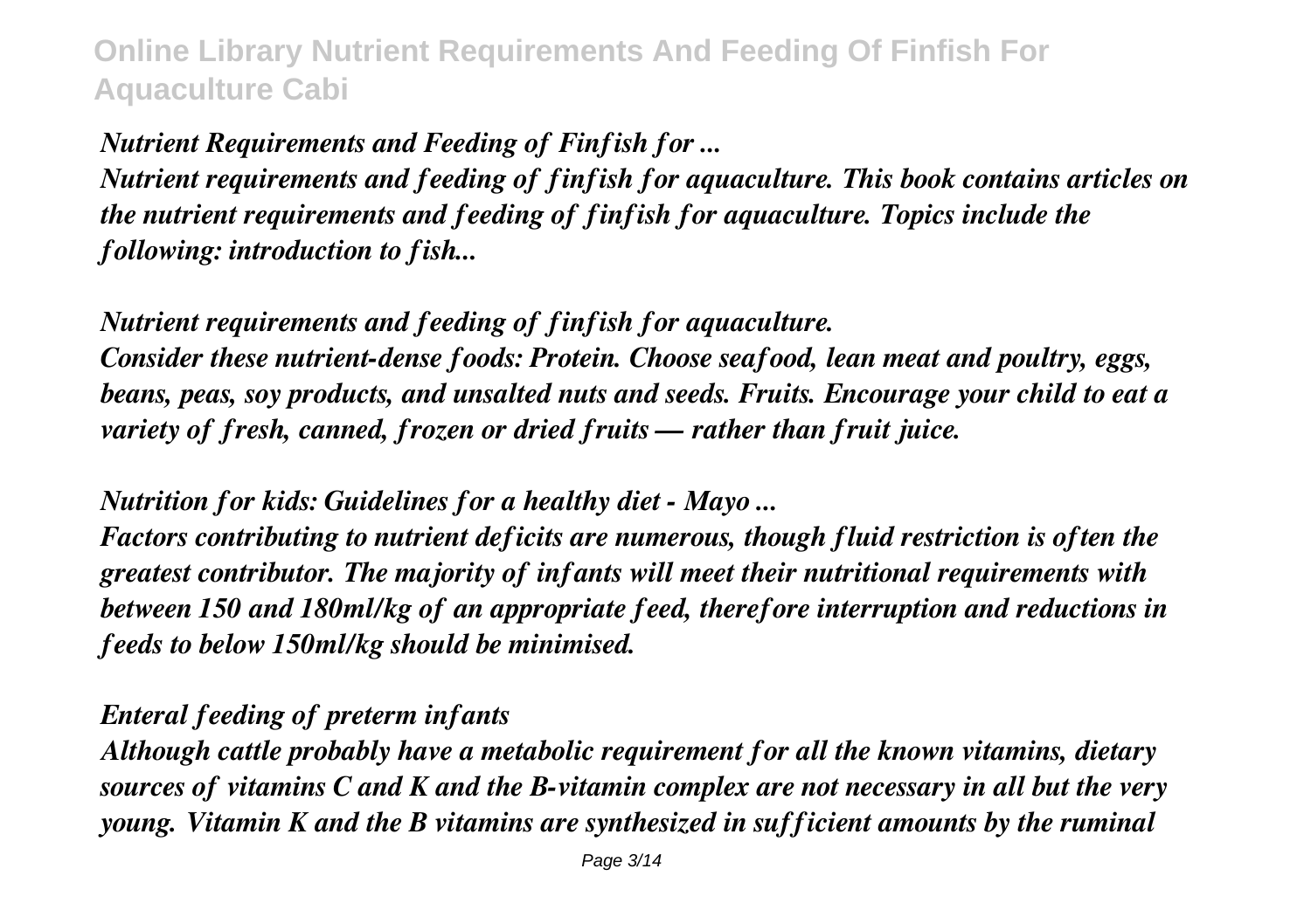*Nutrient Requirements and Feeding of Finfish for ...*

*Nutrient requirements and feeding of finfish for aquaculture. This book contains articles on the nutrient requirements and feeding of finfish for aquaculture. Topics include the following: introduction to fish...*

*Nutrient requirements and feeding of finfish for aquaculture.*

*Consider these nutrient-dense foods: Protein. Choose seafood, lean meat and poultry, eggs, beans, peas, soy products, and unsalted nuts and seeds. Fruits. Encourage your child to eat a variety of fresh, canned, frozen or dried fruits — rather than fruit juice.*

*Nutrition for kids: Guidelines for a healthy diet - Mayo ...*

*Factors contributing to nutrient deficits are numerous, though fluid restriction is often the greatest contributor. The majority of infants will meet their nutritional requirements with between 150 and 180ml/kg of an appropriate feed, therefore interruption and reductions in feeds to below 150ml/kg should be minimised.*

*Enteral feeding of preterm infants*

*Although cattle probably have a metabolic requirement for all the known vitamins, dietary sources of vitamins C and K and the B-vitamin complex are not necessary in all but the very young. Vitamin K and the B vitamins are synthesized in sufficient amounts by the ruminal*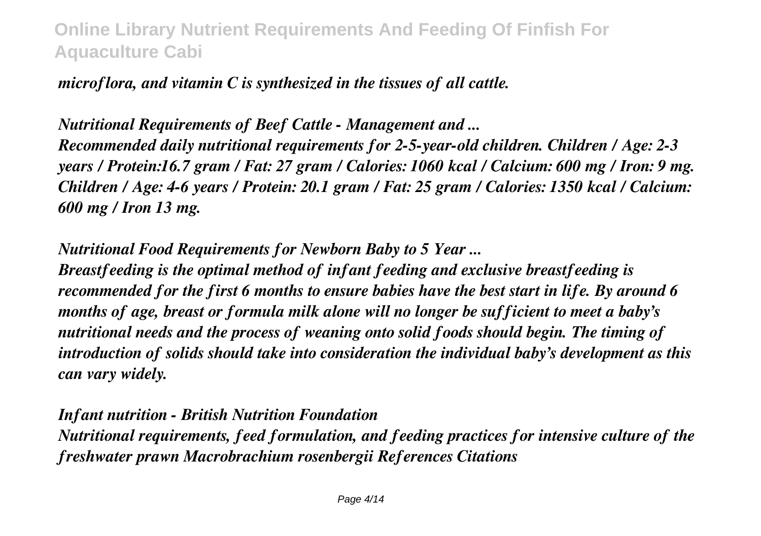*microflora, and vitamin C is synthesized in the tissues of all cattle.*

*Nutritional Requirements of Beef Cattle - Management and ...*
*Recommended daily nutritional requirements for 2-5-year-old children. Children / Age: 2-3 years / Protein:16.7 gram / Fat: 27 gram / Calories: 1060 kcal / Calcium: 600 mg / Iron: 9 mg. Children / Age: 4-6 years / Protein: 20.1 gram / Fat: 25 gram / Calories: 1350 kcal / Calcium: 600 mg / Iron 13 mg.*

*Nutritional Food Requirements for Newborn Baby to 5 Year ...*
*Breastfeeding is the optimal method of infant feeding and exclusive breastfeeding is recommended for the first 6 months to ensure babies have the best start in life. By around 6 months of age, breast or formula milk alone will no longer be sufficient to meet a baby's nutritional needs and the process of weaning onto solid foods should begin. The timing of introduction of solids should take into consideration the individual baby's development as this can vary widely.*

*Infant nutrition - British Nutrition Foundation*
*Nutritional requirements, feed formulation, and feeding practices for intensive culture of the freshwater prawn Macrobrachium rosenbergii References Citations*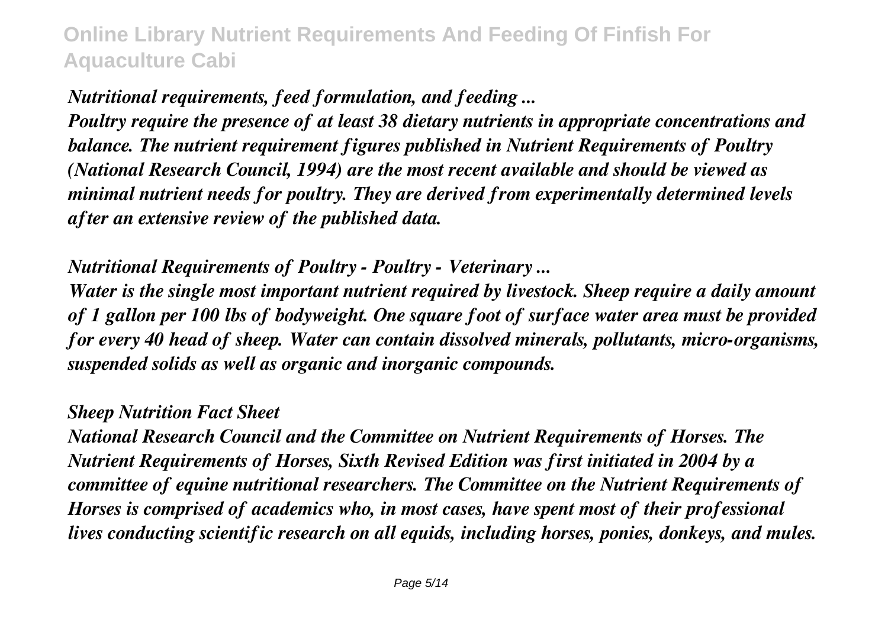*Nutritional requirements, feed formulation, and feeding ...*

*Poultry require the presence of at least 38 dietary nutrients in appropriate concentrations and balance. The nutrient requirement figures published in Nutrient Requirements of Poultry (National Research Council, 1994) are the most recent available and should be viewed as minimal nutrient needs for poultry. They are derived from experimentally determined levels after an extensive review of the published data.*

*Nutritional Requirements of Poultry - Poultry - Veterinary ...*

*Water is the single most important nutrient required by livestock. Sheep require a daily amount of 1 gallon per 100 lbs of bodyweight. One square foot of surface water area must be provided for every 40 head of sheep. Water can contain dissolved minerals, pollutants, micro-organisms, suspended solids as well as organic and inorganic compounds.*

*Sheep Nutrition Fact Sheet*

*National Research Council and the Committee on Nutrient Requirements of Horses. The Nutrient Requirements of Horses, Sixth Revised Edition was first initiated in 2004 by a committee of equine nutritional researchers. The Committee on the Nutrient Requirements of Horses is comprised of academics who, in most cases, have spent most of their professional lives conducting scientific research on all equids, including horses, ponies, donkeys, and mules.*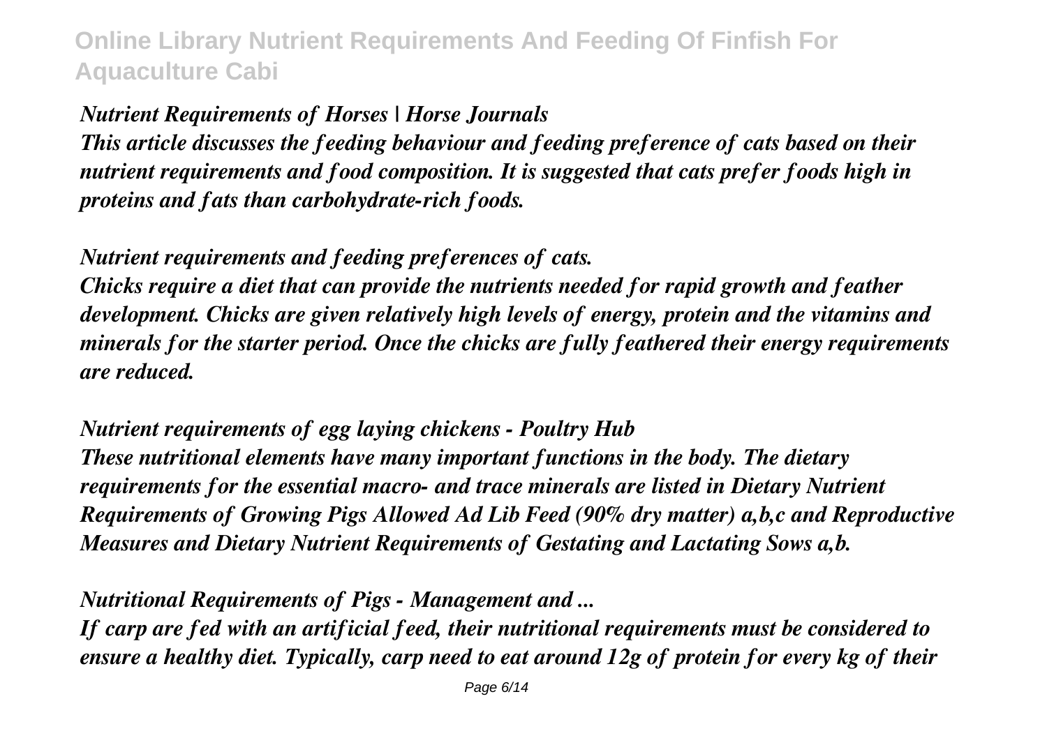*Nutrient Requirements of Horses | Horse Journals*

*This article discusses the feeding behaviour and feeding preference of cats based on their nutrient requirements and food composition. It is suggested that cats prefer foods high in proteins and fats than carbohydrate-rich foods.*

*Nutrient requirements and feeding preferences of cats.*

*Chicks require a diet that can provide the nutrients needed for rapid growth and feather development. Chicks are given relatively high levels of energy, protein and the vitamins and minerals for the starter period. Once the chicks are fully feathered their energy requirements are reduced.*

*Nutrient requirements of egg laying chickens - Poultry Hub*

*These nutritional elements have many important functions in the body. The dietary requirements for the essential macro- and trace minerals are listed in Dietary Nutrient Requirements of Growing Pigs Allowed Ad Lib Feed (90% dry matter) a,b,c and Reproductive Measures and Dietary Nutrient Requirements of Gestating and Lactating Sows a,b.*

*Nutritional Requirements of Pigs - Management and ...*

*If carp are fed with an artificial feed, their nutritional requirements must be considered to ensure a healthy diet. Typically, carp need to eat around 12g of protein for every kg of their*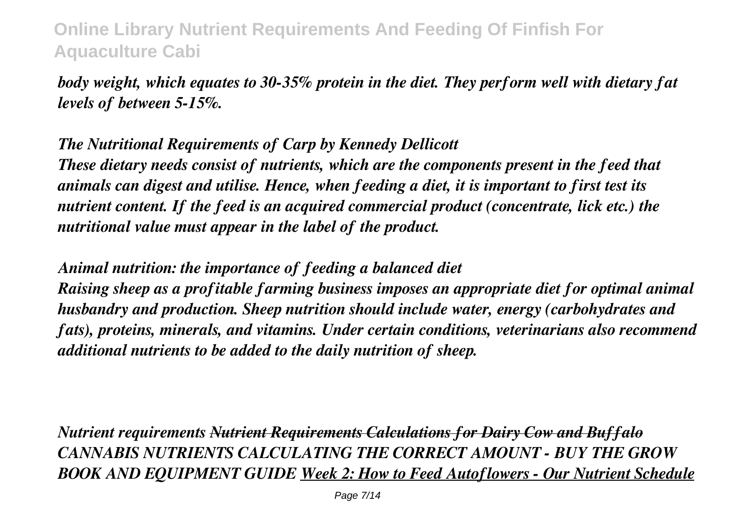*body weight, which equates to 30-35% protein in the diet. They perform well with dietary fat levels of between 5-15%.*

*The Nutritional Requirements of Carp by Kennedy Dellicott*
*These dietary needs consist of nutrients, which are the components present in the feed that animals can digest and utilise. Hence, when feeding a diet, it is important to first test its nutrient content. If the feed is an acquired commercial product (concentrate, lick etc.) the nutritional value must appear in the label of the product.*

*Animal nutrition: the importance of feeding a balanced diet*
*Raising sheep as a profitable farming business imposes an appropriate diet for optimal animal husbandry and production. Sheep nutrition should include water, energy (carbohydrates and fats), proteins, minerals, and vitamins. Under certain conditions, veterinarians also recommend additional nutrients to be added to the daily nutrition of sheep.*

*Nutrient requirements ~~Nutrient Requirements Calculations for Dairy Cow and Buffalo~~ CANNABIS NUTRIENTS CALCULATING THE CORRECT AMOUNT - BUY THE GROW BOOK AND EQUIPMENT GUIDE Week 2: How to Feed Autoflowers - Our Nutrient Schedule*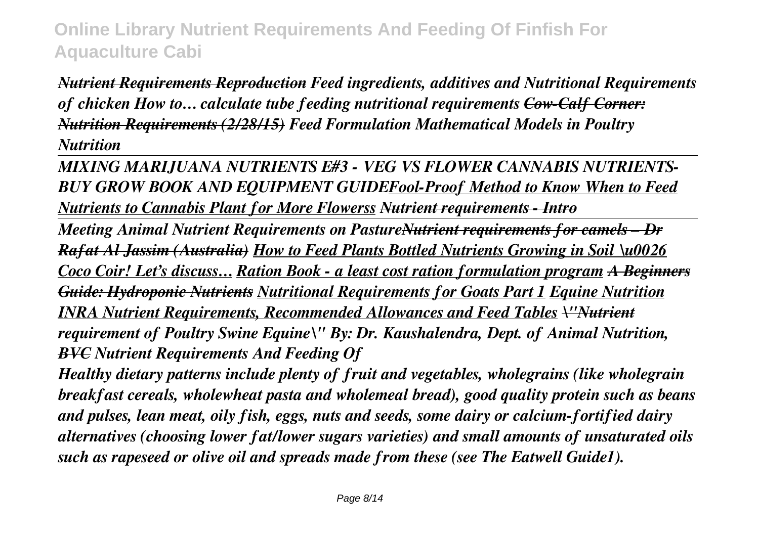*~~Nutrient Requirements Reproduction~~ Feed ingredients, additives and Nutritional Requirements of chicken How to… calculate tube feeding nutritional requirements ~~Cow-Calf Corner: Nutrition Requirements (2/28/15)~~ Feed Formulation Mathematical Models in Poultry Nutrition*

*MIXING MARIJUANA NUTRIENTS E#3 - VEG VS FLOWER CANNABIS NUTRIENTS-BUY GROW BOOK AND EQUIPMENT GUIDE<u>Fool-Proof Method to Know When to Feed Nutrients to Cannabis Plant for More Flowerss</u> ~~Nutrient requirements - Intro~~*

*Meeting Animal Nutrient Requirements on Pasture~~Nutrient requirements for camels – Dr Rafat Al Jassim (Australia)~~ <u>How to Feed Plants Bottled Nutrients Growing in Soil \u0026 Coco Coir! Let's discuss…</u> <u>Ration Book - a least cost ration formulation program</u> ~~A Beginners Guide: Hydroponic Nutrients~~ <u>Nutritional Requirements for Goats Part 1</u> <u>Equine Nutrition</u> <u>INRA Nutrient Requirements, Recommended Allowances and Feed Tables</u> ~~\"Nutrient requirement of Poultry Swine Equine\" By: Dr. Kaushalendra, Dept. of Animal Nutrition, BVC~~ Nutrient Requirements And Feeding Of*

*Healthy dietary patterns include plenty of fruit and vegetables, wholegrains (like wholegrain breakfast cereals, wholewheat pasta and wholemeal bread), good quality protein such as beans and pulses, lean meat, oily fish, eggs, nuts and seeds, some dairy or calcium-fortified dairy alternatives (choosing lower fat/lower sugars varieties) and small amounts of unsaturated oils such as rapeseed or olive oil and spreads made from these (see The Eatwell Guide1).*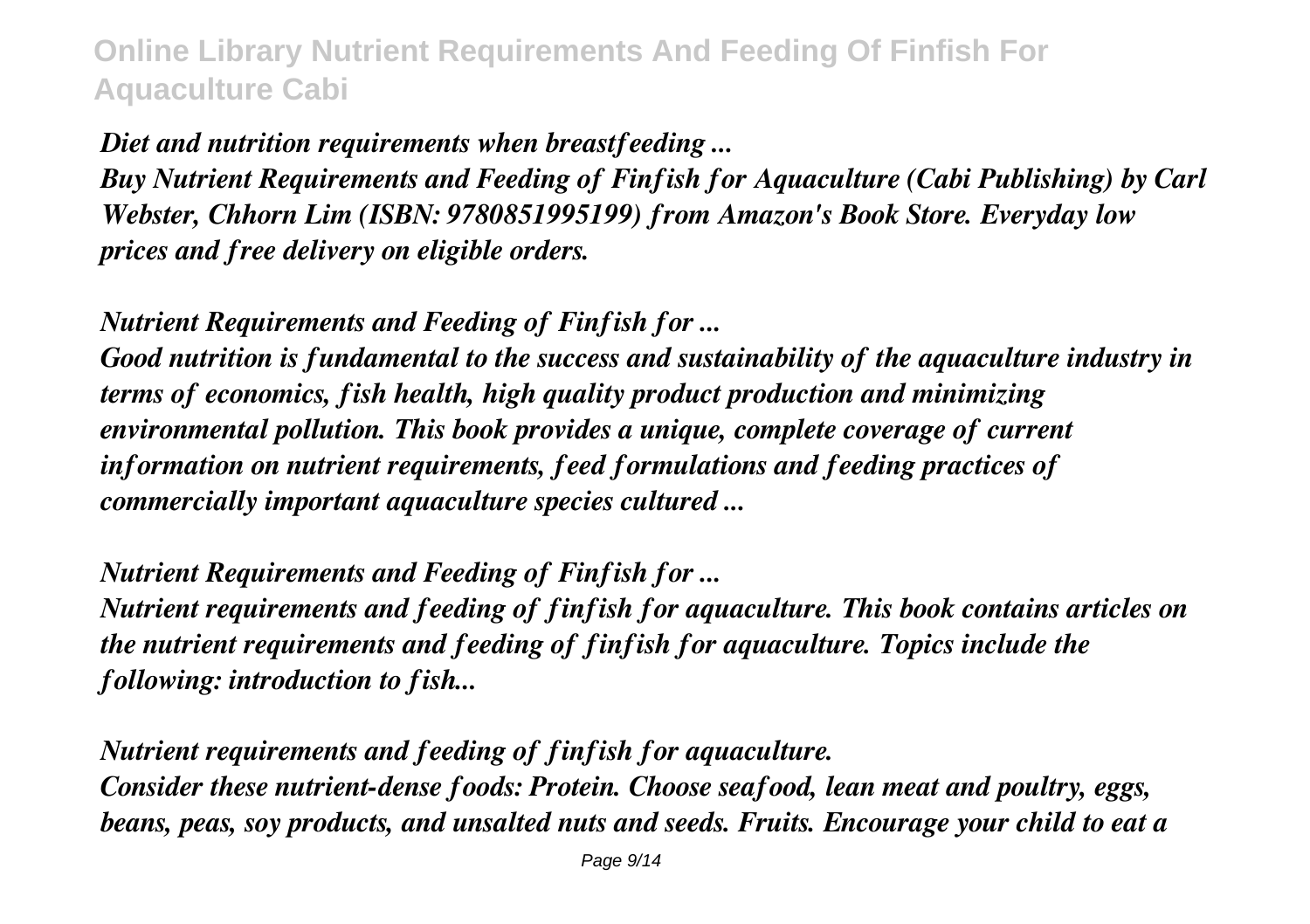*Diet and nutrition requirements when breastfeeding ...*

*Buy Nutrient Requirements and Feeding of Finfish for Aquaculture (Cabi Publishing) by Carl Webster, Chhorn Lim (ISBN: 9780851995199) from Amazon's Book Store. Everyday low prices and free delivery on eligible orders.*

*Nutrient Requirements and Feeding of Finfish for ...*

*Good nutrition is fundamental to the success and sustainability of the aquaculture industry in terms of economics, fish health, high quality product production and minimizing environmental pollution. This book provides a unique, complete coverage of current information on nutrient requirements, feed formulations and feeding practices of commercially important aquaculture species cultured ...*

*Nutrient Requirements and Feeding of Finfish for ...*

*Nutrient requirements and feeding of finfish for aquaculture. This book contains articles on the nutrient requirements and feeding of finfish for aquaculture. Topics include the following: introduction to fish...*

*Nutrient requirements and feeding of finfish for aquaculture.*

*Consider these nutrient-dense foods: Protein. Choose seafood, lean meat and poultry, eggs, beans, peas, soy products, and unsalted nuts and seeds. Fruits. Encourage your child to eat a*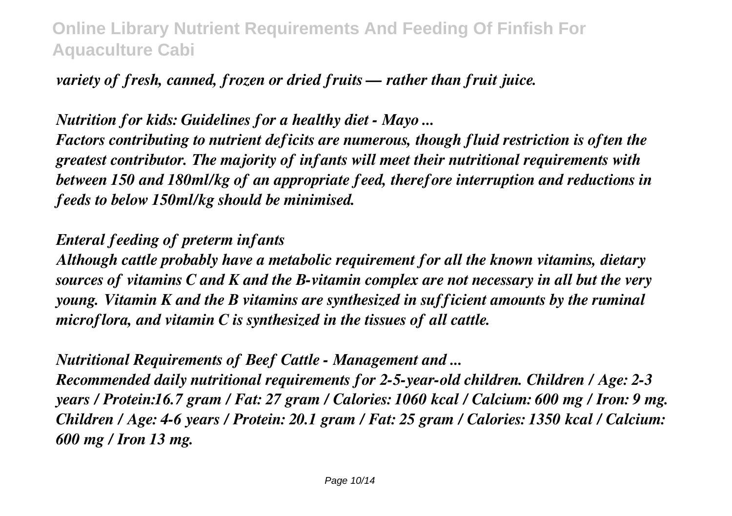*variety of fresh, canned, frozen or dried fruits — rather than fruit juice.*

*Nutrition for kids: Guidelines for a healthy diet - Mayo ...*

*Factors contributing to nutrient deficits are numerous, though fluid restriction is often the greatest contributor. The majority of infants will meet their nutritional requirements with between 150 and 180ml/kg of an appropriate feed, therefore interruption and reductions in feeds to below 150ml/kg should be minimised.*

*Enteral feeding of preterm infants*

*Although cattle probably have a metabolic requirement for all the known vitamins, dietary sources of vitamins C and K and the B-vitamin complex are not necessary in all but the very young. Vitamin K and the B vitamins are synthesized in sufficient amounts by the ruminal microflora, and vitamin C is synthesized in the tissues of all cattle.*

*Nutritional Requirements of Beef Cattle - Management and ...*

*Recommended daily nutritional requirements for 2-5-year-old children. Children / Age: 2-3 years / Protein:16.7 gram / Fat: 27 gram / Calories: 1060 kcal / Calcium: 600 mg / Iron: 9 mg. Children / Age: 4-6 years / Protein: 20.1 gram / Fat: 25 gram / Calories: 1350 kcal / Calcium: 600 mg / Iron 13 mg.*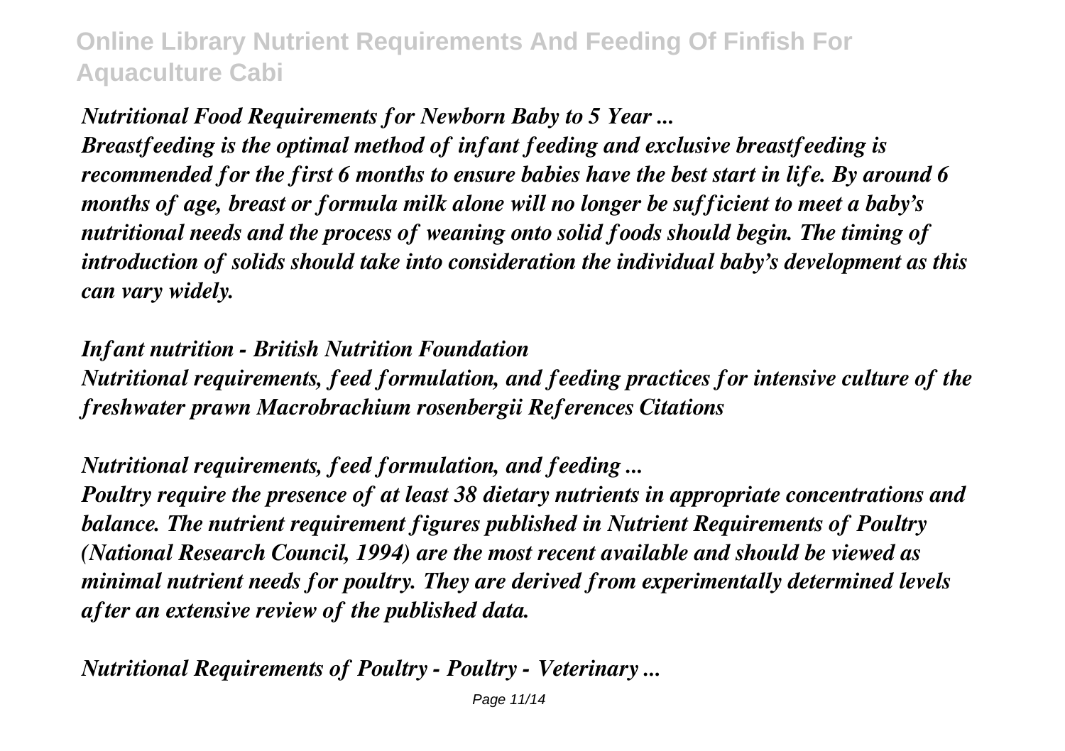*Nutritional Food Requirements for Newborn Baby to 5 Year ...*

*Breastfeeding is the optimal method of infant feeding and exclusive breastfeeding is recommended for the first 6 months to ensure babies have the best start in life. By around 6 months of age, breast or formula milk alone will no longer be sufficient to meet a baby's nutritional needs and the process of weaning onto solid foods should begin. The timing of introduction of solids should take into consideration the individual baby's development as this can vary widely.*

*Infant nutrition - British Nutrition Foundation*

*Nutritional requirements, feed formulation, and feeding practices for intensive culture of the freshwater prawn Macrobrachium rosenbergii References Citations*

*Nutritional requirements, feed formulation, and feeding ...*

*Poultry require the presence of at least 38 dietary nutrients in appropriate concentrations and balance. The nutrient requirement figures published in Nutrient Requirements of Poultry (National Research Council, 1994) are the most recent available and should be viewed as minimal nutrient needs for poultry. They are derived from experimentally determined levels after an extensive review of the published data.*

*Nutritional Requirements of Poultry - Poultry - Veterinary ...*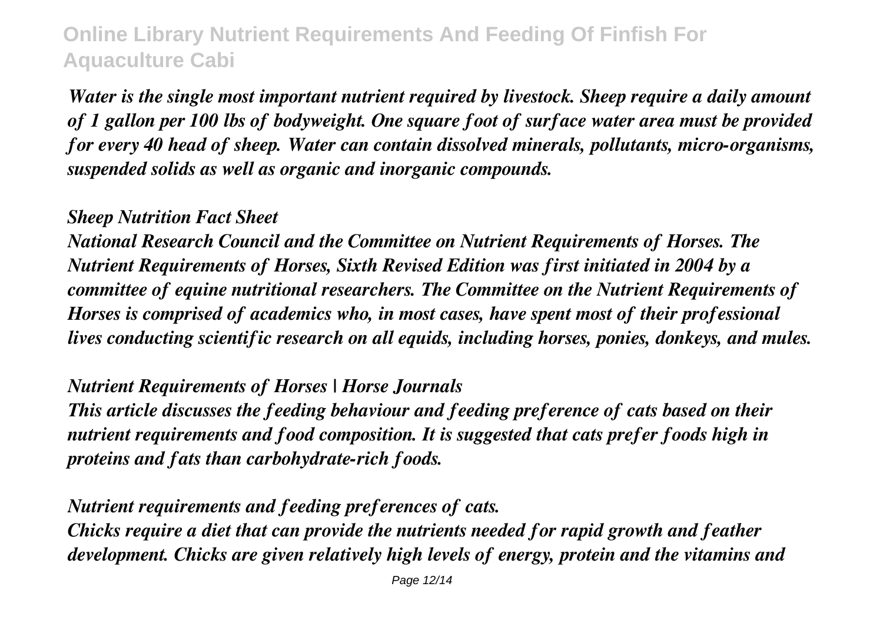*Water is the single most important nutrient required by livestock. Sheep require a daily amount of 1 gallon per 100 lbs of bodyweight. One square foot of surface water area must be provided for every 40 head of sheep. Water can contain dissolved minerals, pollutants, micro-organisms, suspended solids as well as organic and inorganic compounds.*

*Sheep Nutrition Fact Sheet*

*National Research Council and the Committee on Nutrient Requirements of Horses. The Nutrient Requirements of Horses, Sixth Revised Edition was first initiated in 2004 by a committee of equine nutritional researchers. The Committee on the Nutrient Requirements of Horses is comprised of academics who, in most cases, have spent most of their professional lives conducting scientific research on all equids, including horses, ponies, donkeys, and mules.*

*Nutrient Requirements of Horses | Horse Journals*

*This article discusses the feeding behaviour and feeding preference of cats based on their nutrient requirements and food composition. It is suggested that cats prefer foods high in proteins and fats than carbohydrate-rich foods.*

*Nutrient requirements and feeding preferences of cats.*

*Chicks require a diet that can provide the nutrients needed for rapid growth and feather development. Chicks are given relatively high levels of energy, protein and the vitamins and*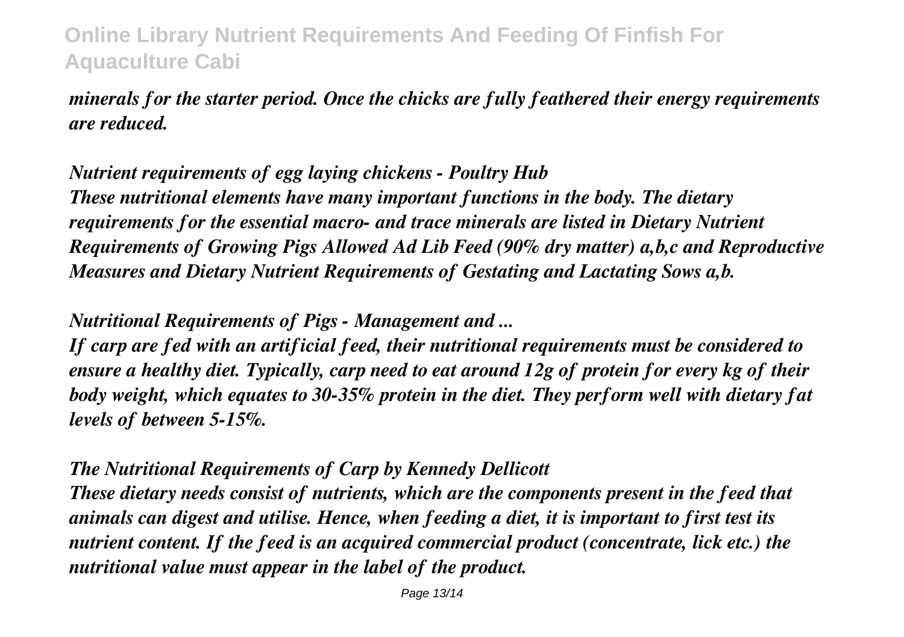*minerals for the starter period. Once the chicks are fully feathered their energy requirements are reduced.*

*Nutrient requirements of egg laying chickens - Poultry Hub*

*These nutritional elements have many important functions in the body. The dietary requirements for the essential macro- and trace minerals are listed in Dietary Nutrient Requirements of Growing Pigs Allowed Ad Lib Feed (90% dry matter) a,b,c and Reproductive Measures and Dietary Nutrient Requirements of Gestating and Lactating Sows a,b.*

*Nutritional Requirements of Pigs - Management and ...*

*If carp are fed with an artificial feed, their nutritional requirements must be considered to ensure a healthy diet. Typically, carp need to eat around 12g of protein for every kg of their body weight, which equates to 30-35% protein in the diet. They perform well with dietary fat levels of between 5-15%.*

*The Nutritional Requirements of Carp by Kennedy Dellicott*

*These dietary needs consist of nutrients, which are the components present in the feed that animals can digest and utilise. Hence, when feeding a diet, it is important to first test its nutrient content. If the feed is an acquired commercial product (concentrate, lick etc.) the nutritional value must appear in the label of the product.*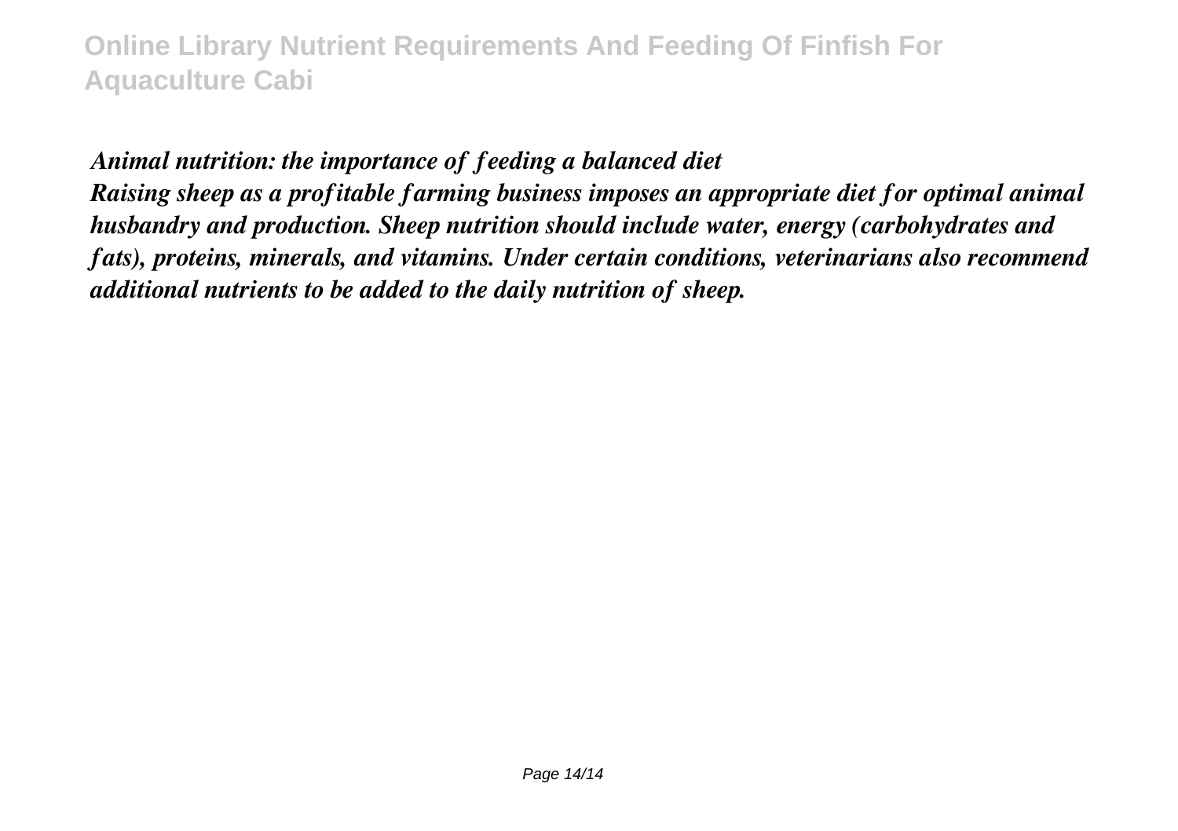***Animal nutrition: the importance of feeding a balanced diet***

***Raising sheep as a profitable farming business imposes an appropriate diet for optimal animal husbandry and production. Sheep nutrition should include water, energy (carbohydrates and fats), proteins, minerals, and vitamins. Under certain conditions, veterinarians also recommend additional nutrients to be added to the daily nutrition of sheep.***